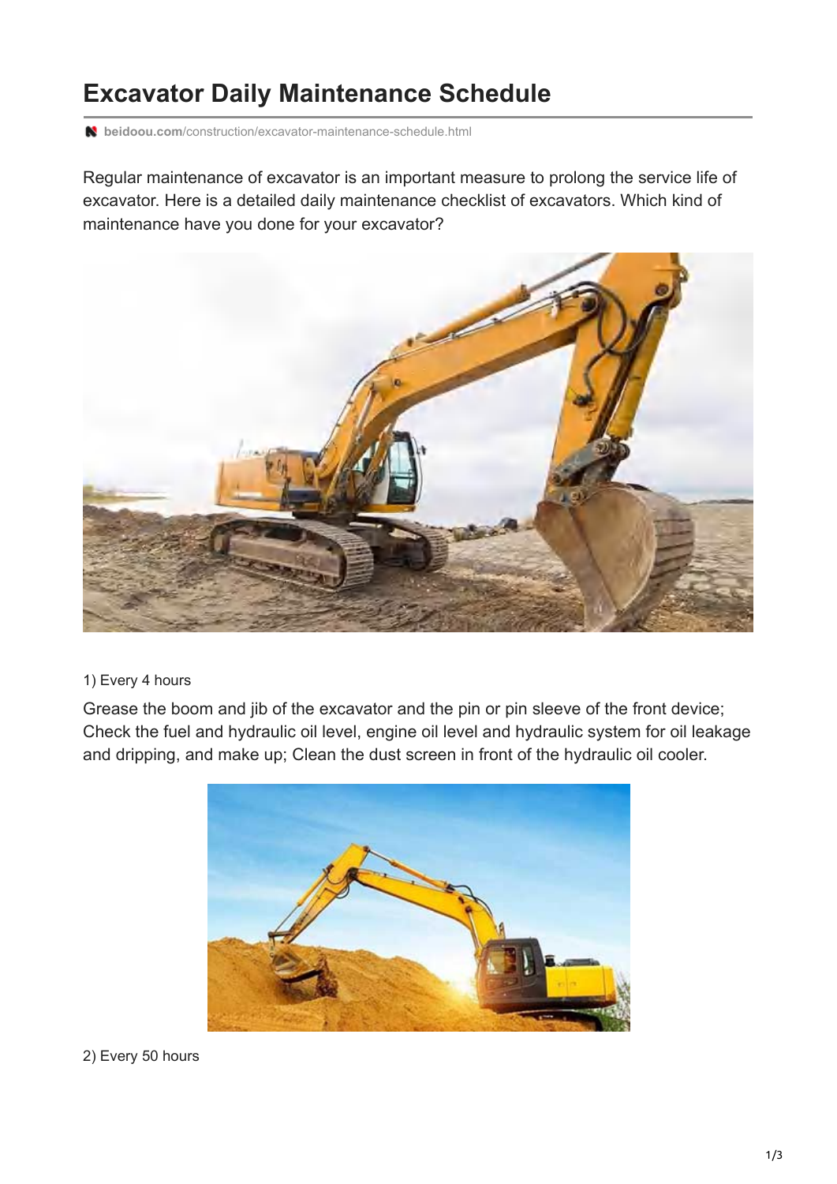# Excavator Daily Maintenance Schedule

beidoou.com/construction/excavator-maintenance-schedule.html

Regular maintenance of excavator is an important measure to prolong the service life of excavator. Here is a detailed daily maintenance checklist of excavators. Which kind of maintenance have you done for your excavator?

1) Every 4 hours

Grease the boom and jib of the excavator and the pin or pin sleeve of the front device; Check the fuel and hydraulic oil level, engine oil level and hydraulic system for oil leakage and dripping, and make up; Clean the dust screen in front of the hydraulic oil cooler.

2) Every 50 hours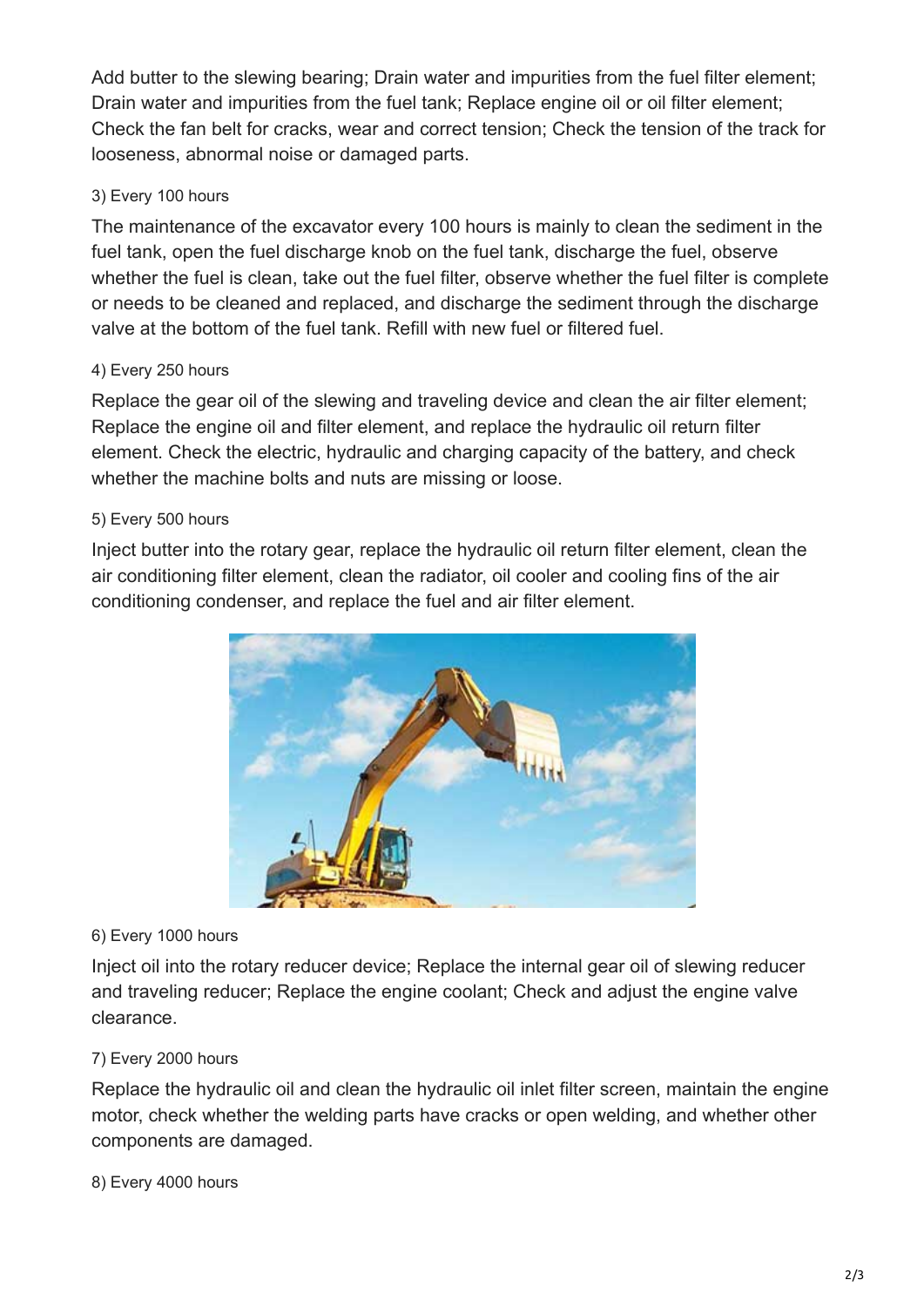Add butter to the slewing bearing; Drain water and impurities from the fuel filter element; Drain water and impurities from the fuel tank; Replace engine oil or oil filter element; Check the fan belt for cracks, wear and correct tension; Check the tension of the track for looseness, abnormal noise or damaged parts.

3) Every 100 hours

The maintenance of the excavator every 100 hours is mainly to clean the sediment in the fuel tank, open the fuel discharge knob on the fuel tank, discharge the fuel, observe whether the fuel is clean, take out the fuel filter, observe whether the fuel filter is complete or needs to be cleaned and replaced, and discharge the sediment through the discharge valve at the bottom of the fuel tank. Refill with new fuel or filtered fuel.

4) Every 250 hours

Replace the gear oil of the slewing and traveling device and clean the air filter element; Replace the engine oil and filter element, and replace the hydraulic oil return filter element. Check the electric, hydraulic and charging capacity of the battery, and check whether the machine bolts and nuts are missing or loose.

5) Every 500 hours

Inject butter into the rotary gear, replace the hydraulic oil return filter element, clean the air conditioning filter element, clean the radiator, oil cooler and cooling fins of the air conditioning condenser, and replace the fuel and air filter element.

6) Every 1000 hours

Inject oil into the rotary reducer device; Replace the internal gear oil of slewing reducer and traveling reducer; Replace the engine coolant; Check and adjust the engine valve clearance.

7) Every 2000 hours

Replace the hydraulic oil and clean the hydraulic oil inlet filter screen, maintain the engine motor, check whether the welding parts have cracks or open welding, and whether other components are damaged.

8) Every 4000 hours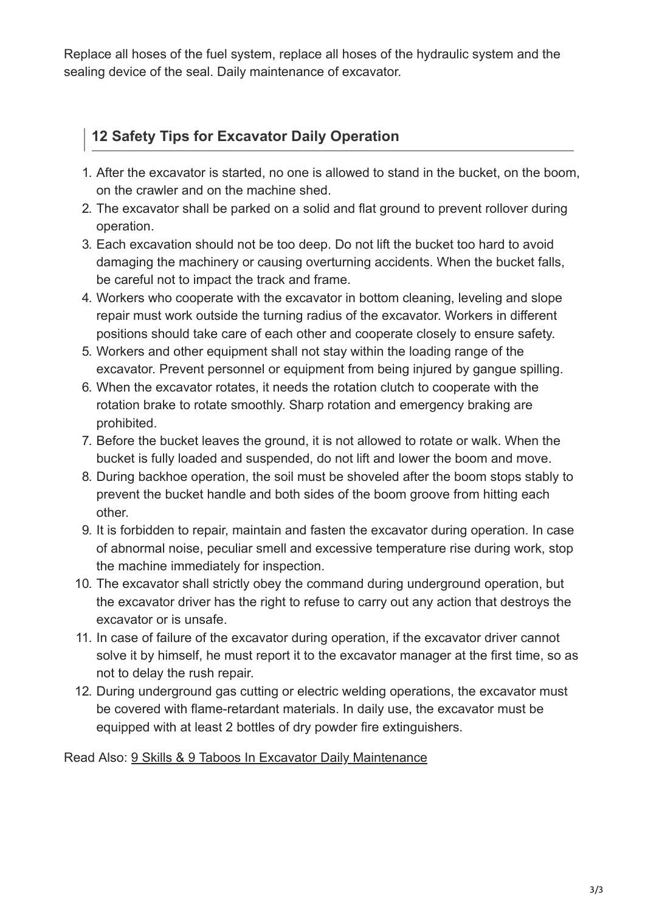Replace all hoses of the fuel system, replace all hoses of the hydraulic system and the sealing device of the seal. Daily maintenance of excavator.

## 12 Safety Tips for Excavator Daily Operation

1. After the excavator is started, no one is allowed to stand in the bucket, on the boom, on the crawler and on the machine shed.
2. The excavator shall be parked on a solid and flat ground to prevent rollover during operation.
3. Each excavation should not be too deep. Do not lift the bucket too hard to avoid damaging the machinery or causing overturning accidents. When the bucket falls, be careful not to impact the track and frame.
4. Workers who cooperate with the excavator in bottom cleaning, leveling and slope repair must work outside the turning radius of the excavator. Workers in different positions should take care of each other and cooperate closely to ensure safety.
5. Workers and other equipment shall not stay within the loading range of the excavator. Prevent personnel or equipment from being injured by gangue spilling.
6. When the excavator rotates, it needs the rotation clutch to cooperate with the rotation brake to rotate smoothly. Sharp rotation and emergency braking are prohibited.
7. Before the bucket leaves the ground, it is not allowed to rotate or walk. When the bucket is fully loaded and suspended, do not lift and lower the boom and move.
8. During backhoe operation, the soil must be shoveled after the boom stops stably to prevent the bucket handle and both sides of the boom groove from hitting each other.
9. It is forbidden to repair, maintain and fasten the excavator during operation. In case of abnormal noise, peculiar smell and excessive temperature rise during work, stop the machine immediately for inspection.
10. The excavator shall strictly obey the command during underground operation, but the excavator driver has the right to refuse to carry out any action that destroys the excavator or is unsafe.
11. In case of failure of the excavator during operation, if the excavator driver cannot solve it by himself, he must report it to the excavator manager at the first time, so as not to delay the rush repair.
12. During underground gas cutting or electric welding operations, the excavator must be covered with flame-retardant materials. In daily use, the excavator must be equipped with at least 2 bottles of dry powder fire extinguishers.

Read Also: 9 Skills & 9 Taboos In Excavator Daily Maintenance